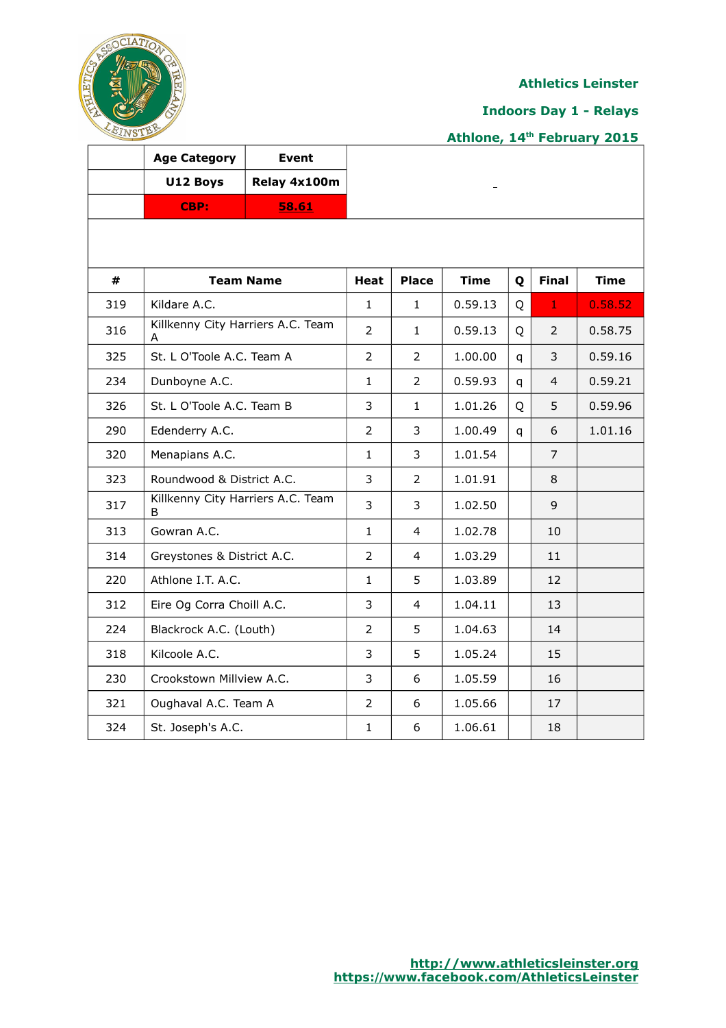# Athletics Leinster

## Indoors Day 1 - Relays

## Athlone, 14th February 2015

| Age Category | Event |
|---|---|
| U12 Boys | Relay 4x100m |
| CBP: | 58.61 |

| # | Team Name | Heat | Place | Time | Q | Final | Time |
|---|---|---|---|---|---|---|---|
| 319 | Kildare A.C. | 1 | 1 | 0.59.13 | Q | 1 | 0.58.52 |
| 316 | Killkenny City Harriers A.C. Team A | 2 | 1 | 0.59.13 | Q | 2 | 0.58.75 |
| 325 | St. L O'Toole A.C. Team A | 2 | 2 | 1.00.00 | q | 3 | 0.59.16 |
| 234 | Dunboyne A.C. | 1 | 2 | 0.59.93 | q | 4 | 0.59.21 |
| 326 | St. L O'Toole A.C. Team B | 3 | 1 | 1.01.26 | Q | 5 | 0.59.96 |
| 290 | Edenderry A.C. | 2 | 3 | 1.00.49 | q | 6 | 1.01.16 |
| 320 | Menapians A.C. | 1 | 3 | 1.01.54 | | 7 | |
| 323 | Roundwood & District A.C. | 3 | 2 | 1.01.91 | | 8 | |
| 317 | Killkenny City Harriers A.C. Team B | 3 | 3 | 1.02.50 | | 9 | |
| 313 | Gowran A.C. | 1 | 4 | 1.02.78 | | 10 | |
| 314 | Greystones & District A.C. | 2 | 4 | 1.03.29 | | 11 | |
| 220 | Athlone I.T. A.C. | 1 | 5 | 1.03.89 | | 12 | |
| 312 | Eire Og Corra Choill A.C. | 3 | 4 | 1.04.11 | | 13 | |
| 224 | Blackrock A.C. (Louth) | 2 | 5 | 1.04.63 | | 14 | |
| 318 | Kilcoole A.C. | 3 | 5 | 1.05.24 | | 15 | |
| 230 | Crookstown Millview A.C. | 3 | 6 | 1.05.59 | | 16 | |
| 321 | Oughaval A.C. Team A | 2 | 6 | 1.05.66 | | 17 | |
| 324 | St. Joseph's A.C. | 1 | 6 | 1.06.61 | | 18 | |

http://www.athleticsleinster.org
https://www.facebook.com/AthleticsLeinster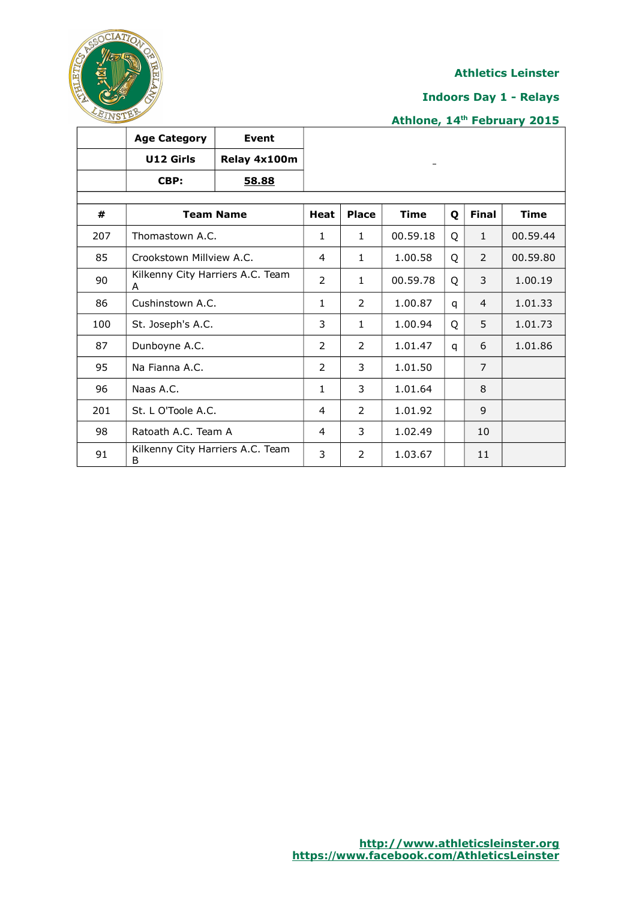**Athletics Leinster**

**Indoors Day 1 - Relays**

**Athlone, 14th February 2015**

| | Age Category | Event |
|---|---|---|
| | U12 Girls | Relay 4x100m |
| | CBP: | 58.88 |

| # | Team Name | Heat | Place | Time | Q | Final | Time |
|---|---|---|---|---|---|---|---|
| 207 | Thomastown A.C. | 1 | 1 | 00.59.18 | Q | 1 | 00.59.44 |
| 85 | Crookstown Millview A.C. | 4 | 1 | 1.00.58 | Q | 2 | 00.59.80 |
| 90 | Kilkenny City Harriers A.C. Team A | 2 | 1 | 00.59.78 | Q | 3 | 1.00.19 |
| 86 | Cushinstown A.C. | 1 | 2 | 1.00.87 | q | 4 | 1.01.33 |
| 100 | St. Joseph's A.C. | 3 | 1 | 1.00.94 | Q | 5 | 1.01.73 |
| 87 | Dunboyne A.C. | 2 | 2 | 1.01.47 | q | 6 | 1.01.86 |
| 95 | Na Fianna A.C. | 2 | 3 | 1.01.50 | | 7 | |
| 96 | Naas A.C. | 1 | 3 | 1.01.64 | | 8 | |
| 201 | St. L O'Toole A.C. | 4 | 2 | 1.01.92 | | 9 | |
| 98 | Ratoath A.C. Team A | 4 | 3 | 1.02.49 | | 10 | |
| 91 | Kilkenny City Harriers A.C. Team B | 3 | 2 | 1.03.67 | | 11 | |

http://www.athleticsleinster.org
https://www.facebook.com/AthleticsLeinster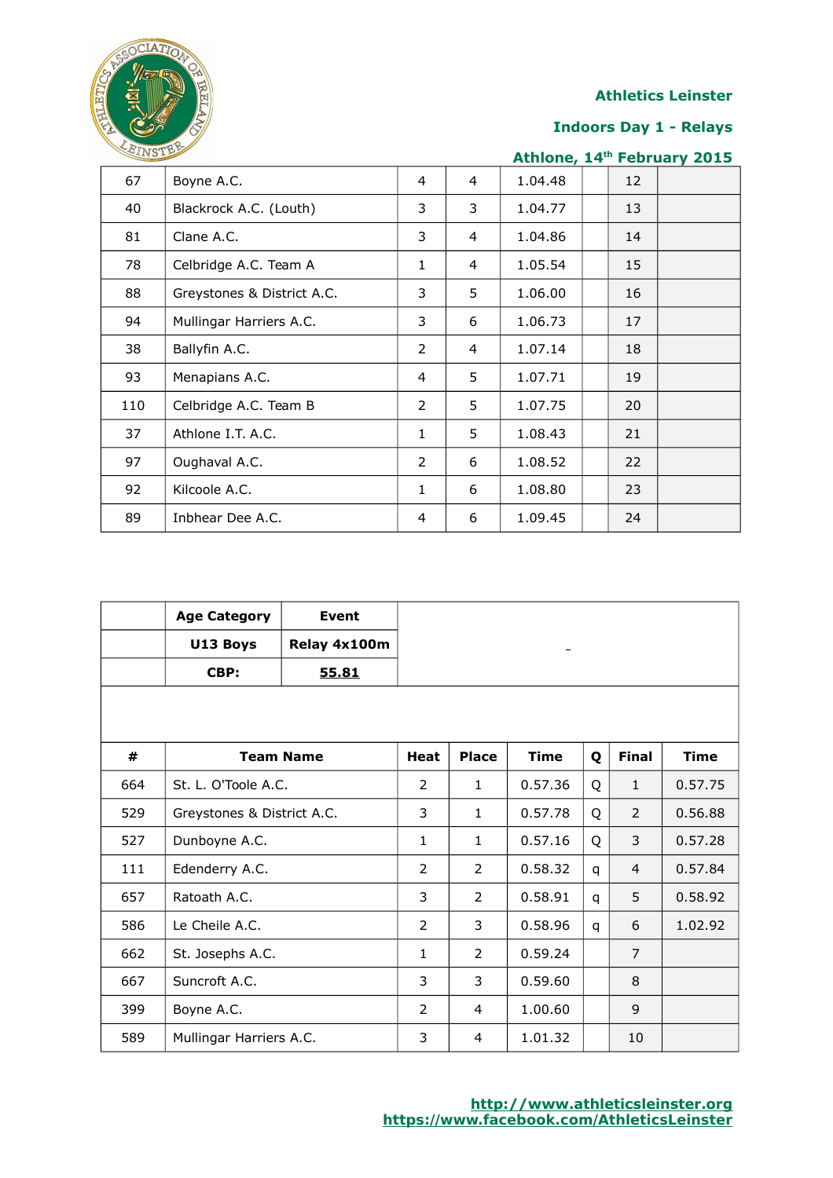Athletics Leinster

Indoors Day 1 - Relays

Athlone, 14th February 2015

| # | Team Name | Heat | Place | Time | Q | Final | Time |
|---|---|---|---|---|---|---|---|
| 67 | Boyne A.C. | 4 | 4 | 1.04.48 | | 12 | |
| 40 | Blackrock A.C. (Louth) | 3 | 3 | 1.04.77 | | 13 | |
| 81 | Clane A.C. | 3 | 4 | 1.04.86 | | 14 | |
| 78 | Celbridge A.C. Team A | 1 | 4 | 1.05.54 | | 15 | |
| 88 | Greystones & District A.C. | 3 | 5 | 1.06.00 | | 16 | |
| 94 | Mullingar Harriers A.C. | 3 | 6 | 1.06.73 | | 17 | |
| 38 | Ballyfin A.C. | 2 | 4 | 1.07.14 | | 18 | |
| 93 | Menapians A.C. | 4 | 5 | 1.07.71 | | 19 | |
| 110 | Celbridge A.C. Team B | 2 | 5 | 1.07.75 | | 20 | |
| 37 | Athlone I.T. A.C. | 1 | 5 | 1.08.43 | | 21 | |
| 97 | Oughaval A.C. | 2 | 6 | 1.08.52 | | 22 | |
| 92 | Kilcoole A.C. | 1 | 6 | 1.08.80 | | 23 | |
| 89 | Inbhear Dee A.C. | 4 | 6 | 1.09.45 | | 24 | |

| | Age Category | Event |
|---|---|---|
| | U13 Boys | Relay 4x100m |
| | CBP: | 55.81 |

| # | Team Name | Heat | Place | Time | Q | Final | Time |
|---|---|---|---|---|---|---|---|
| 664 | St. L. O'Toole A.C. | 2 | 1 | 0.57.36 | Q | 1 | 0.57.75 |
| 529 | Greystones & District A.C. | 3 | 1 | 0.57.78 | Q | 2 | 0.56.88 |
| 527 | Dunboyne A.C. | 1 | 1 | 0.57.16 | Q | 3 | 0.57.28 |
| 111 | Edenderry A.C. | 2 | 2 | 0.58.32 | q | 4 | 0.57.84 |
| 657 | Ratoath A.C. | 3 | 2 | 0.58.91 | q | 5 | 0.58.92 |
| 586 | Le Cheile A.C. | 2 | 3 | 0.58.96 | q | 6 | 1.02.92 |
| 662 | St. Josephs A.C. | 1 | 2 | 0.59.24 | | 7 | |
| 667 | Suncroft A.C. | 3 | 3 | 0.59.60 | | 8 | |
| 399 | Boyne A.C. | 2 | 4 | 1.00.60 | | 9 | |
| 589 | Mullingar Harriers A.C. | 3 | 4 | 1.01.32 | | 10 | |

http://www.athleticsleinster.org
https://www.facebook.com/AthleticsLeinster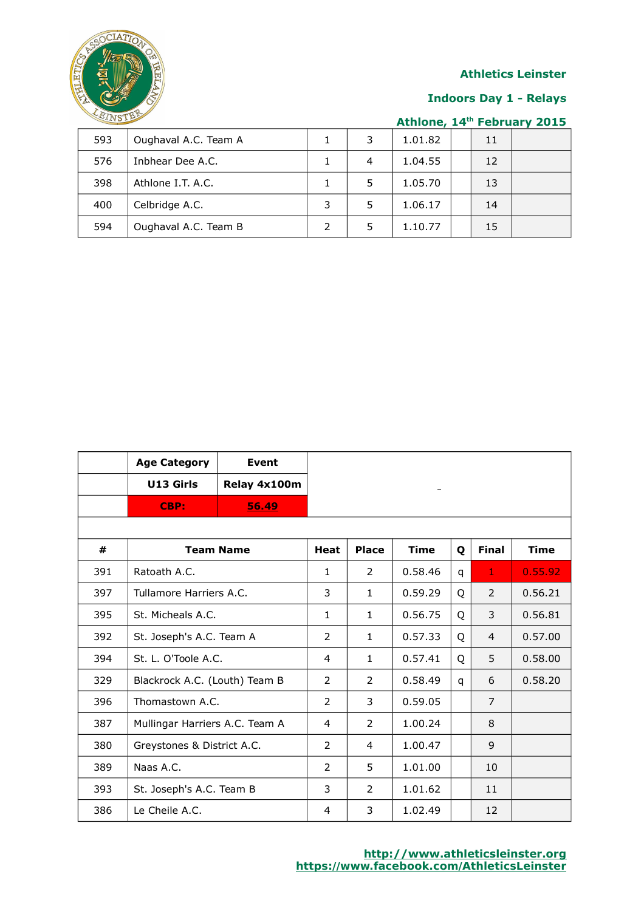Athletics Leinster

Indoors Day 1 - Relays

Athlone, 14th February 2015

| 593 | Oughaval A.C. Team A | 1 | 3 | 1.01.82 | | 11 | |
|---|---|---|---|---|---|---|---|
| 576 | Inbhear Dee A.C. | 1 | 4 | 1.04.55 | | 12 | |
| 398 | Athlone I.T. A.C. | 1 | 5 | 1.05.70 | | 13 | |
| 400 | Celbridge A.C. | 3 | 5 | 1.06.17 | | 14 | |
| 594 | Oughaval A.C. Team B | 2 | 5 | 1.10.77 | | 15 | |

| | Age Category | Event |
|---|---|---|
| | U13 Girls | Relay 4x100m |
| | CBP: | 56.49 |

| # | Team Name | Heat | Place | Time | Q | Final | Time |
|---|---|---|---|---|---|---|---|
| 391 | Ratoath A.C. | 1 | 2 | 0.58.46 | q | 1 | 0.55.92 |
| 397 | Tullamore Harriers A.C. | 3 | 1 | 0.59.29 | Q | 2 | 0.56.21 |
| 395 | St. Micheals A.C. | 1 | 1 | 0.56.75 | Q | 3 | 0.56.81 |
| 392 | St. Joseph's A.C. Team A | 2 | 1 | 0.57.33 | Q | 4 | 0.57.00 |
| 394 | St. L. O'Toole A.C. | 4 | 1 | 0.57.41 | Q | 5 | 0.58.00 |
| 329 | Blackrock A.C. (Louth) Team B | 2 | 2 | 0.58.49 | q | 6 | 0.58.20 |
| 396 | Thomastown A.C. | 2 | 3 | 0.59.05 | | 7 | |
| 387 | Mullingar Harriers A.C. Team A | 4 | 2 | 1.00.24 | | 8 | |
| 380 | Greystones & District A.C. | 2 | 4 | 1.00.47 | | 9 | |
| 389 | Naas A.C. | 2 | 5 | 1.01.00 | | 10 | |
| 393 | St. Joseph's A.C. Team B | 3 | 2 | 1.01.62 | | 11 | |
| 386 | Le Cheile A.C. | 4 | 3 | 1.02.49 | | 12 | |

http://www.athleticsleinster.org
https://www.facebook.com/AthleticsLeinster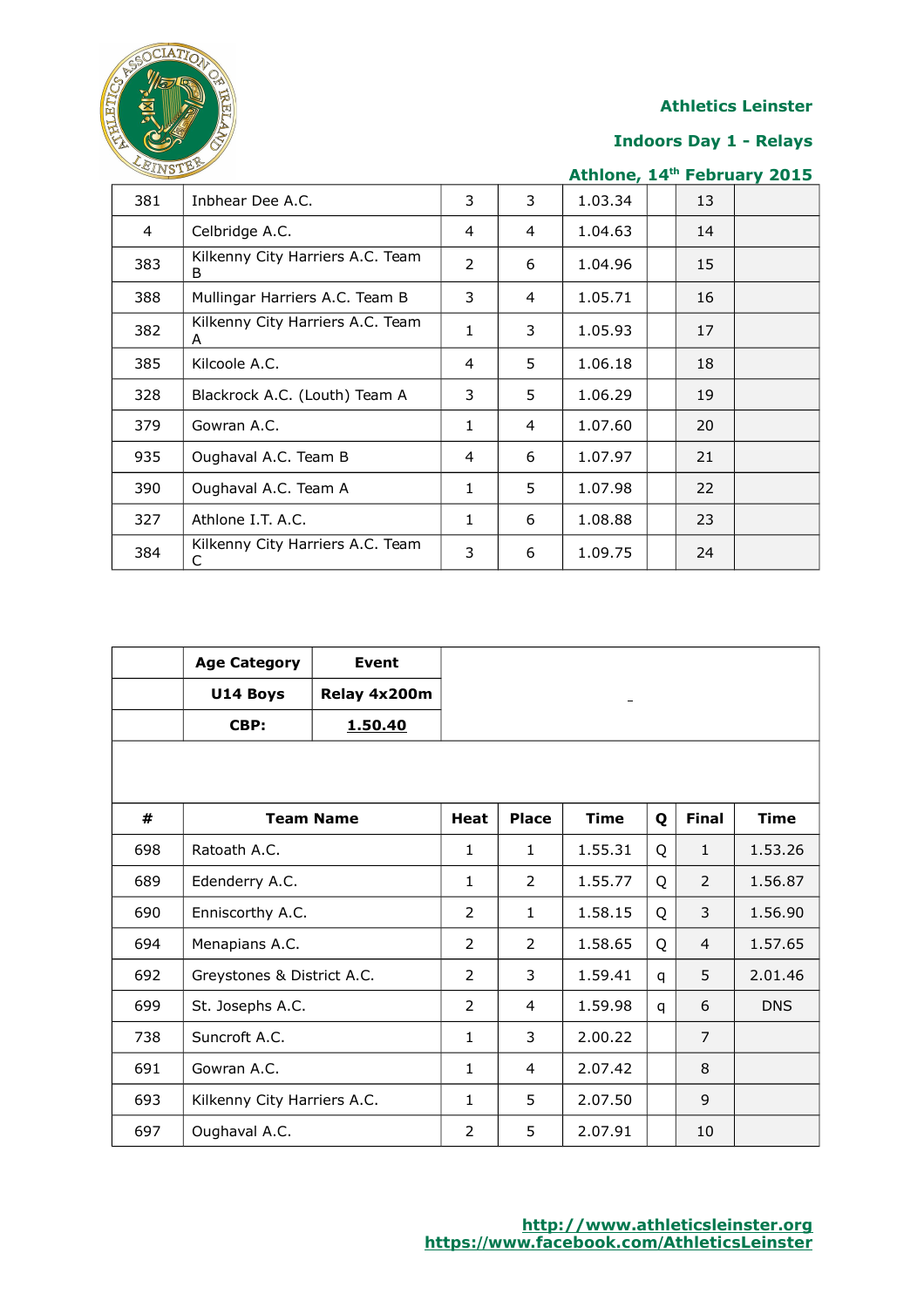Athletics Leinster

Indoors Day 1 - Relays

Athlone, 14th February 2015

| # | Team Name | Heat | Place | Time | Q | Final | Time |
|---|---|---|---|---|---|---|---|
| 381 | Inbhear Dee A.C. | 3 | 3 | 1.03.34 | | 13 | |
| 4 | Celbridge A.C. | 4 | 4 | 1.04.63 | | 14 | |
| 383 | Kilkenny City Harriers A.C. Team B | 2 | 6 | 1.04.96 | | 15 | |
| 388 | Mullingar Harriers A.C. Team B | 3 | 4 | 1.05.71 | | 16 | |
| 382 | Kilkenny City Harriers A.C. Team A | 1 | 3 | 1.05.93 | | 17 | |
| 385 | Kilcoole A.C. | 4 | 5 | 1.06.18 | | 18 | |
| 328 | Blackrock A.C. (Louth) Team A | 3 | 5 | 1.06.29 | | 19 | |
| 379 | Gowran A.C. | 1 | 4 | 1.07.60 | | 20 | |
| 935 | Oughaval A.C. Team B | 4 | 6 | 1.07.97 | | 21 | |
| 390 | Oughaval A.C. Team A | 1 | 5 | 1.07.98 | | 22 | |
| 327 | Athlone I.T. A.C. | 1 | 6 | 1.08.88 | | 23 | |
| 384 | Kilkenny City Harriers A.C. Team C | 3 | 6 | 1.09.75 | | 24 | |

| Age Category | Event |
|---|---|
| U14 Boys | Relay 4x200m |
| CBP: | 1.50.40 |

| # | Team Name | Heat | Place | Time | Q | Final | Time |
|---|---|---|---|---|---|---|---|
| 698 | Ratoath A.C. | 1 | 1 | 1.55.31 | Q | 1 | 1.53.26 |
| 689 | Edenderry A.C. | 1 | 2 | 1.55.77 | Q | 2 | 1.56.87 |
| 690 | Enniscorthy A.C. | 2 | 1 | 1.58.15 | Q | 3 | 1.56.90 |
| 694 | Menapians A.C. | 2 | 2 | 1.58.65 | Q | 4 | 1.57.65 |
| 692 | Greystones & District A.C. | 2 | 3 | 1.59.41 | q | 5 | 2.01.46 |
| 699 | St. Josephs A.C. | 2 | 4 | 1.59.98 | q | 6 | DNS |
| 738 | Suncroft A.C. | 1 | 3 | 2.00.22 | | 7 | |
| 691 | Gowran A.C. | 1 | 4 | 2.07.42 | | 8 | |
| 693 | Kilkenny City Harriers A.C. | 1 | 5 | 2.07.50 | | 9 | |
| 697 | Oughaval A.C. | 2 | 5 | 2.07.91 | | 10 | |

http://www.athleticsleinster.org
https://www.facebook.com/AthleticsLeinster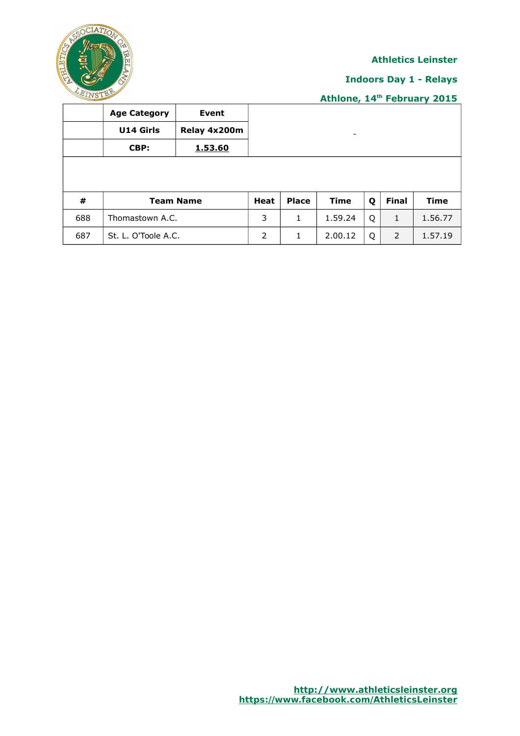**Athletics Leinster**

**Indoors Day 1 - Relays**

**Athlone, 14th February 2015**

| | Age Category | Event |
|---|---|---|
| | **U14 Girls** | **Relay 4x200m** |
| | **CBP:** | **1.53.60** |

| # | Team Name | Heat | Place | Time | Q | Final | Time |
|---|---|---|---|---|---|---|---|
| 688 | Thomastown A.C. | 3 | 1 | 1.59.24 | Q | 1 | 1.56.77 |
| 687 | St. L. O'Toole A.C. | 2 | 1 | 2.00.12 | Q | 2 | 1.57.19 |

http://www.athleticsleinster.org
https://www.facebook.com/AthleticsLeinster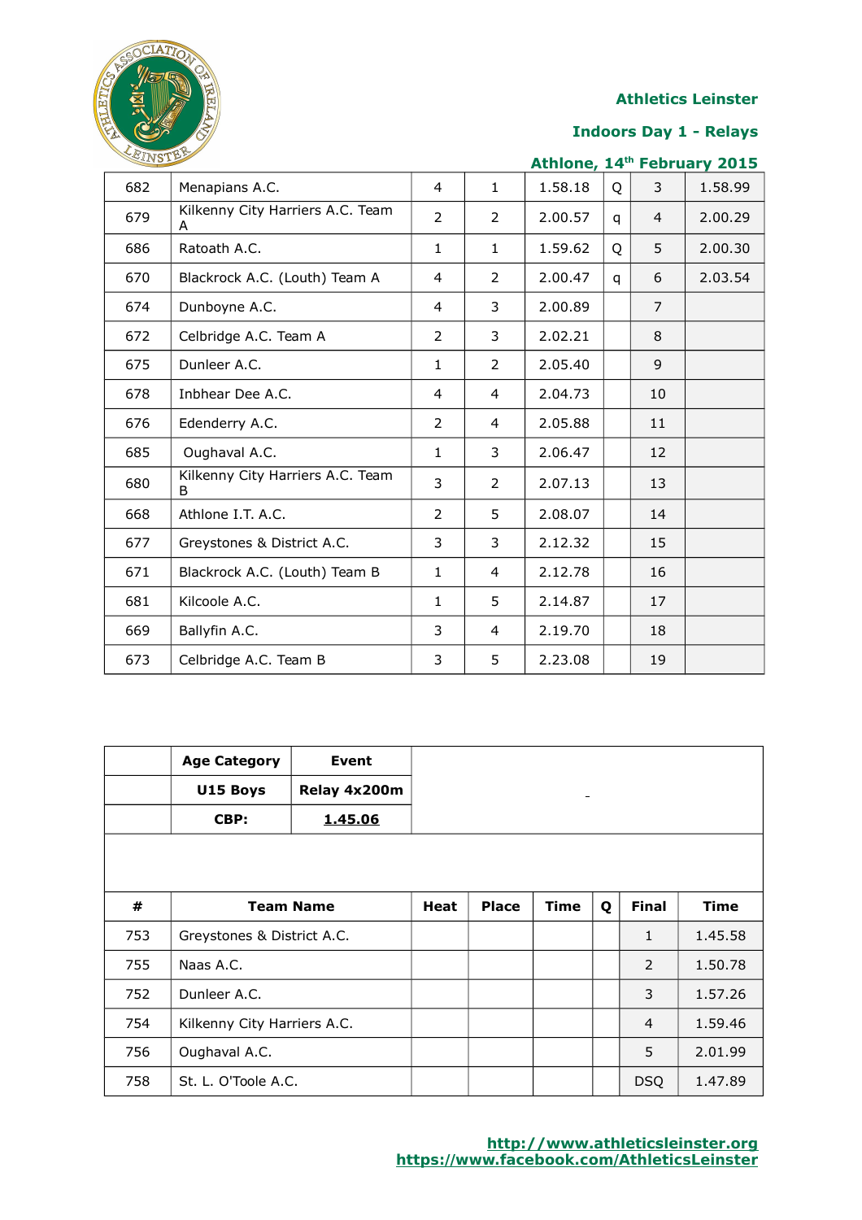**Athletics Leinster**

**Indoors Day 1 - Relays**

**Athlone, 14th February 2015**

| # | Team Name | Heat | Place | Time | Q | Final | Time |
|---|---|---|---|---|---|---|---|
| 682 | Menapians A.C. | 4 | 1 | 1.58.18 | Q | 3 | 1.58.99 |
| 679 | Kilkenny City Harriers A.C. Team A | 2 | 2 | 2.00.57 | q | 4 | 2.00.29 |
| 686 | Ratoath A.C. | 1 | 1 | 1.59.62 | Q | 5 | 2.00.30 |
| 670 | Blackrock A.C. (Louth) Team A | 4 | 2 | 2.00.47 | q | 6 | 2.03.54 |
| 674 | Dunboyne A.C. | 4 | 3 | 2.00.89 | | 7 | |
| 672 | Celbridge A.C. Team A | 2 | 3 | 2.02.21 | | 8 | |
| 675 | Dunleer A.C. | 1 | 2 | 2.05.40 | | 9 | |
| 678 | Inbhear Dee A.C. | 4 | 4 | 2.04.73 | | 10 | |
| 676 | Edenderry A.C. | 2 | 4 | 2.05.88 | | 11 | |
| 685 | Oughaval A.C. | 1 | 3 | 2.06.47 | | 12 | |
| 680 | Kilkenny City Harriers A.C. Team B | 3 | 2 | 2.07.13 | | 13 | |
| 668 | Athlone I.T. A.C. | 2 | 5 | 2.08.07 | | 14 | |
| 677 | Greystones & District A.C. | 3 | 3 | 2.12.32 | | 15 | |
| 671 | Blackrock A.C. (Louth) Team B | 1 | 4 | 2.12.78 | | 16 | |
| 681 | Kilcoole A.C. | 1 | 5 | 2.14.87 | | 17 | |
| 669 | Ballyfin A.C. | 3 | 4 | 2.19.70 | | 18 | |
| 673 | Celbridge A.C. Team B | 3 | 5 | 2.23.08 | | 19 | |

| Age Category | Event |
|---|---|
| **U15 Boys** | **Relay 4x200m** |
| **CBP:** | **1.45.06** |

| # | Team Name | Heat | Place | Time | Q | Final | Time |
|---|---|---|---|---|---|---|---|
| 753 | Greystones & District A.C. | | | | | 1 | 1.45.58 |
| 755 | Naas A.C. | | | | | 2 | 1.50.78 |
| 752 | Dunleer A.C. | | | | | 3 | 1.57.26 |
| 754 | Kilkenny City Harriers A.C. | | | | | 4 | 1.59.46 |
| 756 | Oughaval A.C. | | | | | 5 | 2.01.99 |
| 758 | St. L. O'Toole A.C. | | | | | DSQ | 1.47.89 |

http://www.athleticsleinster.org
https://www.facebook.com/AthleticsLeinster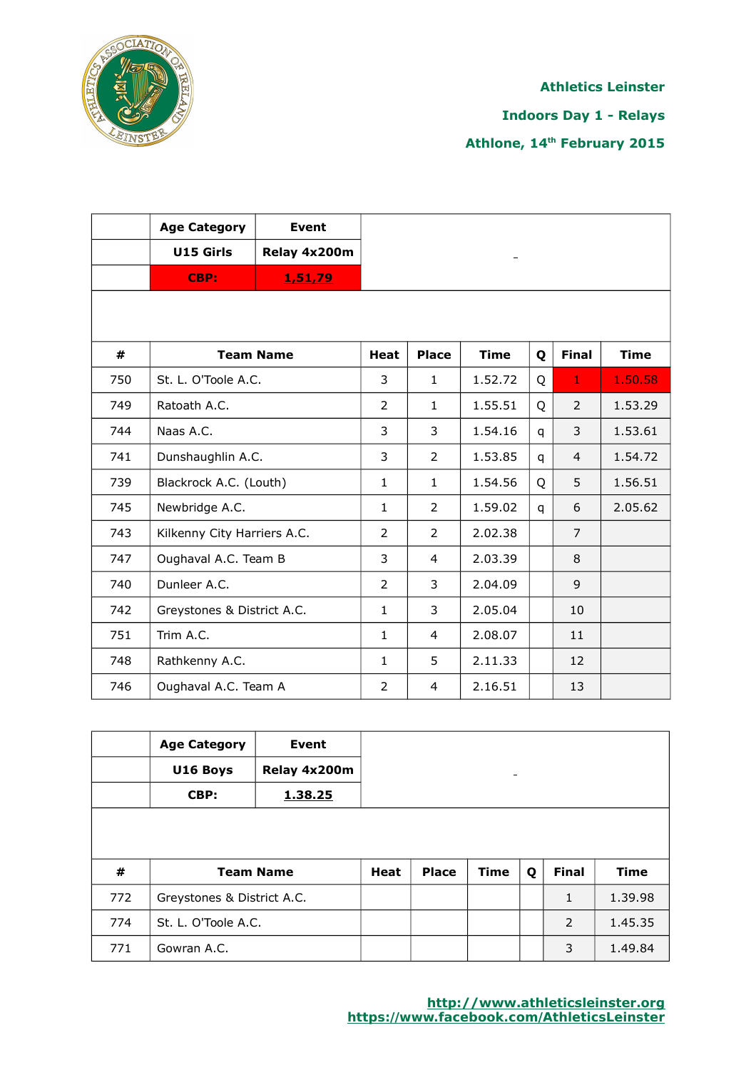**Athletics Leinster**

**Indoors Day 1 - Relays**

**Athlone, 14th February 2015**

| | Age Category | Event |
|---|---|---|
| | **U15 Girls** | **Relay 4x200m** |
| | **CBP:** | **1,51,79** |

| # | Team Name | Heat | Place | Time | Q | Final | Time |
|---|---|---|---|---|---|---|---|
| 750 | St. L. O'Toole A.C. | 3 | 1 | 1.52.72 | Q | 1 | 1.50.58 |
| 749 | Ratoath A.C. | 2 | 1 | 1.55.51 | Q | 2 | 1.53.29 |
| 744 | Naas A.C. | 3 | 3 | 1.54.16 | q | 3 | 1.53.61 |
| 741 | Dunshaughlin A.C. | 3 | 2 | 1.53.85 | q | 4 | 1.54.72 |
| 739 | Blackrock A.C. (Louth) | 1 | 1 | 1.54.56 | Q | 5 | 1.56.51 |
| 745 | Newbridge A.C. | 1 | 2 | 1.59.02 | q | 6 | 2.05.62 |
| 743 | Kilkenny City Harriers A.C. | 2 | 2 | 2.02.38 | | 7 | |
| 747 | Oughaval A.C. Team B | 3 | 4 | 2.03.39 | | 8 | |
| 740 | Dunleer A.C. | 2 | 3 | 2.04.09 | | 9 | |
| 742 | Greystones & District A.C. | 1 | 3 | 2.05.04 | | 10 | |
| 751 | Trim A.C. | 1 | 4 | 2.08.07 | | 11 | |
| 748 | Rathkenny A.C. | 1 | 5 | 2.11.33 | | 12 | |
| 746 | Oughaval A.C. Team A | 2 | 4 | 2.16.51 | | 13 | |

| | Age Category | Event |
|---|---|---|
| | **U16 Boys** | **Relay 4x200m** |
| | **CBP:** | **1.38.25** |

| # | Team Name | Heat | Place | Time | Q | Final | Time |
|---|---|---|---|---|---|---|---|
| 772 | Greystones & District A.C. | | | | | 1 | 1.39.98 |
| 774 | St. L. O'Toole A.C. | | | | | 2 | 1.45.35 |
| 771 | Gowran A.C. | | | | | 3 | 1.49.84 |

http://www.athleticsleinster.org
https://www.facebook.com/AthleticsLeinster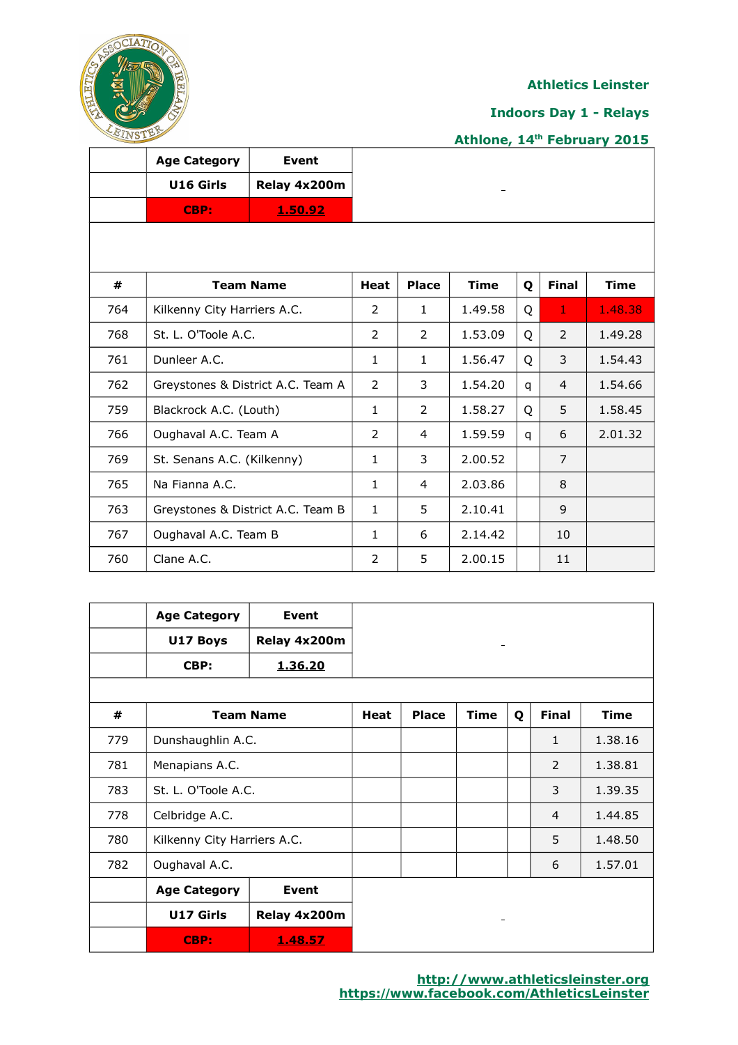**Athletics Leinster**

**Indoors Day 1 - Relays**

**Athlone, 14th February 2015**

| | Age Category | Event |
|---|---|---|
| | **U16 Girls** | **Relay 4x200m** |
| | **CBP:** | **1.50.92** |

| # | Team Name | Heat | Place | Time | Q | Final | Time |
|---|---|---|---|---|---|---|---|
| 764 | Kilkenny City Harriers A.C. | 2 | 1 | 1.49.58 | Q | 1 | 1.48.38 |
| 768 | St. L. O'Toole A.C. | 2 | 2 | 1.53.09 | Q | 2 | 1.49.28 |
| 761 | Dunleer A.C. | 1 | 1 | 1.56.47 | Q | 3 | 1.54.43 |
| 762 | Greystones & District A.C. Team A | 2 | 3 | 1.54.20 | q | 4 | 1.54.66 |
| 759 | Blackrock A.C. (Louth) | 1 | 2 | 1.58.27 | Q | 5 | 1.58.45 |
| 766 | Oughaval A.C. Team A | 2 | 4 | 1.59.59 | q | 6 | 2.01.32 |
| 769 | St. Senans A.C. (Kilkenny) | 1 | 3 | 2.00.52 | | 7 | |
| 765 | Na Fianna A.C. | 1 | 4 | 2.03.86 | | 8 | |
| 763 | Greystones & District A.C. Team B | 1 | 5 | 2.10.41 | | 9 | |
| 767 | Oughaval A.C. Team B | 1 | 6 | 2.14.42 | | 10 | |
| 760 | Clane A.C. | 2 | 5 | 2.00.15 | | 11 | |

| | Age Category | Event |
|---|---|---|
| | **U17 Boys** | **Relay 4x200m** |
| | **CBP:** | **1.36.20** |

| # | Team Name | Heat | Place | Time | Q | Final | Time |
|---|---|---|---|---|---|---|---|
| 779 | Dunshaughlin A.C. | | | | | 1 | 1.38.16 |
| 781 | Menapians A.C. | | | | | 2 | 1.38.81 |
| 783 | St. L. O'Toole A.C. | | | | | 3 | 1.39.35 |
| 778 | Celbridge A.C. | | | | | 4 | 1.44.85 |
| 780 | Kilkenny City Harriers A.C. | | | | | 5 | 1.48.50 |
| 782 | Oughaval A.C. | | | | | 6 | 1.57.01 |

| | Age Category | Event |
|---|---|---|
| | **U17 Girls** | **Relay 4x200m** |
| | **CBP:** | **1.48.57** |

http://www.athleticsleinster.org
https://www.facebook.com/AthleticsLeinster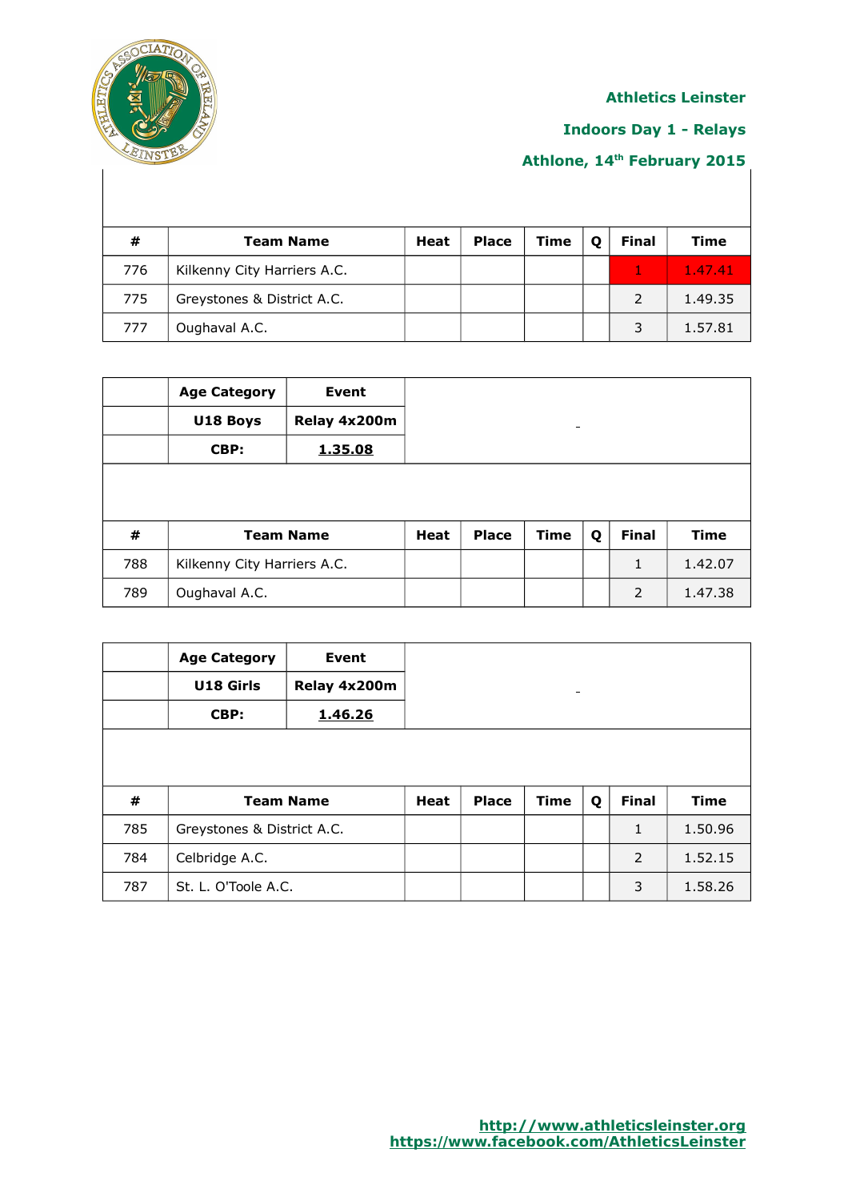**Athletics Leinster**

**Indoors Day 1 - Relays**

**Athlone, 14th February 2015**

| # | Team Name | Heat | Place | Time | Q | Final | Time |
|---|---|---|---|---|---|---|---|
| 776 | Kilkenny City Harriers A.C. | | | | | 1 | 1.47.41 |
| 775 | Greystones & District A.C. | | | | | 2 | 1.49.35 |
| 777 | Oughaval A.C. | | | | | 3 | 1.57.81 |

| | Age Category | Event |
|---|---|---|
| | U18 Boys | Relay 4x200m |
| | CBP: | 1.35.08 |

| # | Team Name | Heat | Place | Time | Q | Final | Time |
|---|---|---|---|---|---|---|---|
| 788 | Kilkenny City Harriers A.C. | | | | | 1 | 1.42.07 |
| 789 | Oughaval A.C. | | | | | 2 | 1.47.38 |

| | Age Category | Event |
|---|---|---|
| | U18 Girls | Relay 4x200m |
| | CBP: | 1.46.26 |

| # | Team Name | Heat | Place | Time | Q | Final | Time |
|---|---|---|---|---|---|---|---|
| 785 | Greystones & District A.C. | | | | | 1 | 1.50.96 |
| 784 | Celbridge A.C. | | | | | 2 | 1.52.15 |
| 787 | St. L. O'Toole A.C. | | | | | 3 | 1.58.26 |

http://www.athleticsleinster.org
https://www.facebook.com/AthleticsLeinster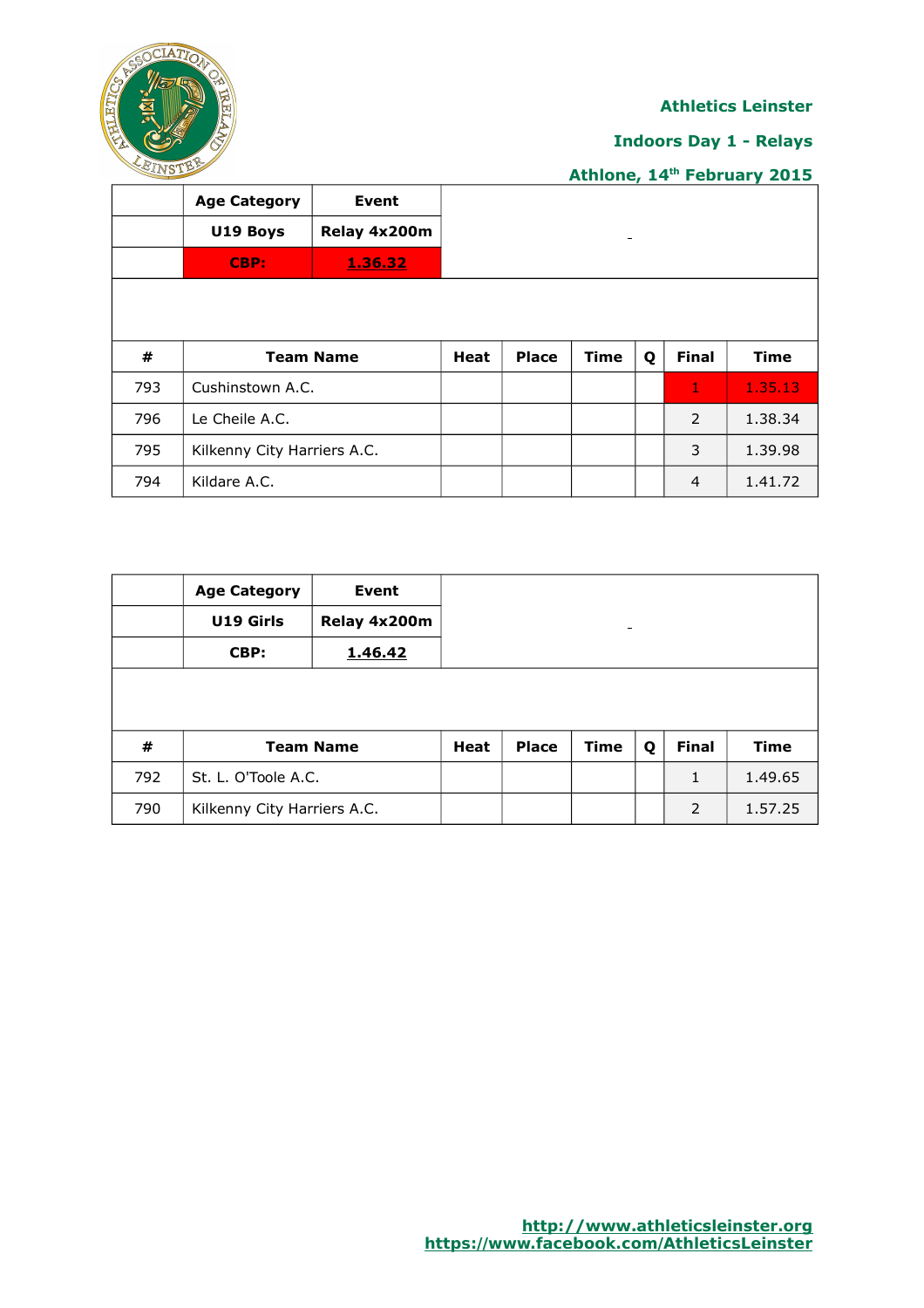**Athletics Leinster**

**Indoors Day 1 - Relays**

**Athlone, 14th February 2015**

| | Age Category | Event |
|---|---|---|
| | U19 Boys | Relay 4x200m |
| | CBP: | 1.36.32 |

| # | Team Name | Heat | Place | Time | Q | Final | Time |
|---|---|---|---|---|---|---|---|
| 793 | Cushinstown A.C. | | | | | 1 | 1.35.13 |
| 796 | Le Cheile A.C. | | | | | 2 | 1.38.34 |
| 795 | Kilkenny City Harriers A.C. | | | | | 3 | 1.39.98 |
| 794 | Kildare A.C. | | | | | 4 | 1.41.72 |

| | Age Category | Event |
|---|---|---|
| | U19 Girls | Relay 4x200m |
| | CBP: | 1.46.42 |

| # | Team Name | Heat | Place | Time | Q | Final | Time |
|---|---|---|---|---|---|---|---|
| 792 | St. L. O'Toole A.C. | | | | | 1 | 1.49.65 |
| 790 | Kilkenny City Harriers A.C. | | | | | 2 | 1.57.25 |

http://www.athleticsleinster.org
https://www.facebook.com/AthleticsLeinster